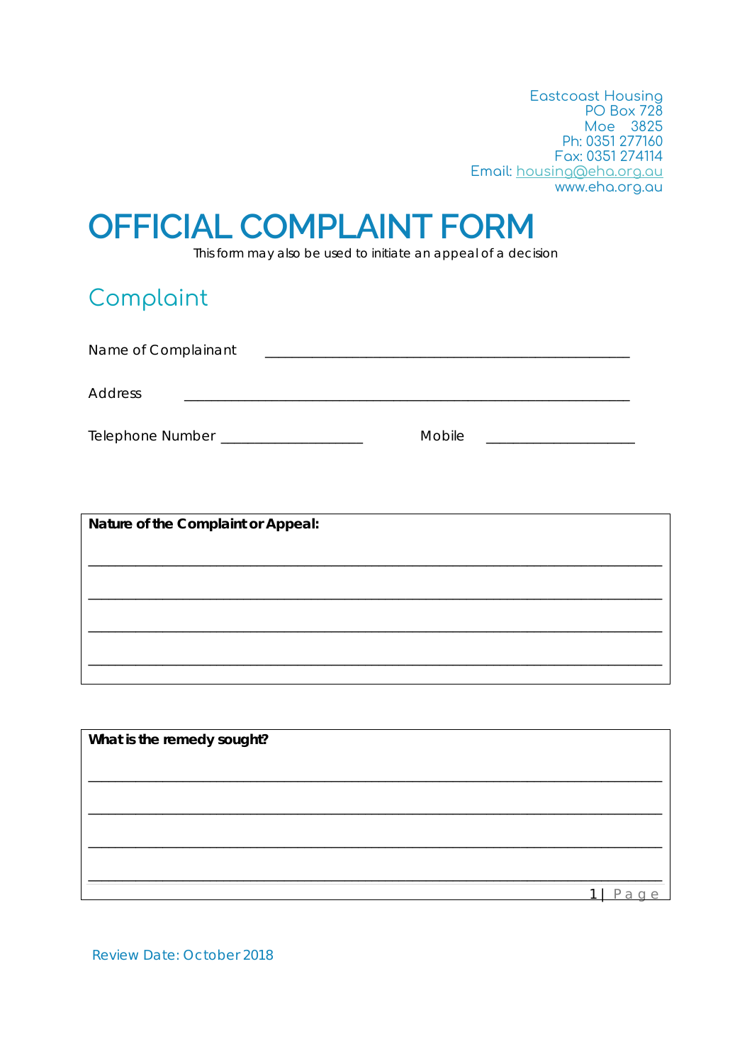Eastcoast Housing
PO Box 728
Moe 3825
Ph: 0351 277160
Fax: 0351 274114
Email: housing@eha.org.au
www.eha.org.au

# OFFICIAL COMPLAINT FORM

This form may also be used to initiate an appeal of a decision

## Complaint

Name of Complainant ______________________________________________

Address ______________________________________________________

Telephone Number ____________________ Mobile ____________________

**Nature of the Complaint or Appeal:**

______________________________________________________________________

______________________________________________________________________

______________________________________________________________________

______________________________________________________________________

**What is the remedy sought?**

______________________________________________________________________

______________________________________________________________________

______________________________________________________________________

______________________________________________________________________

Review Date: October 2018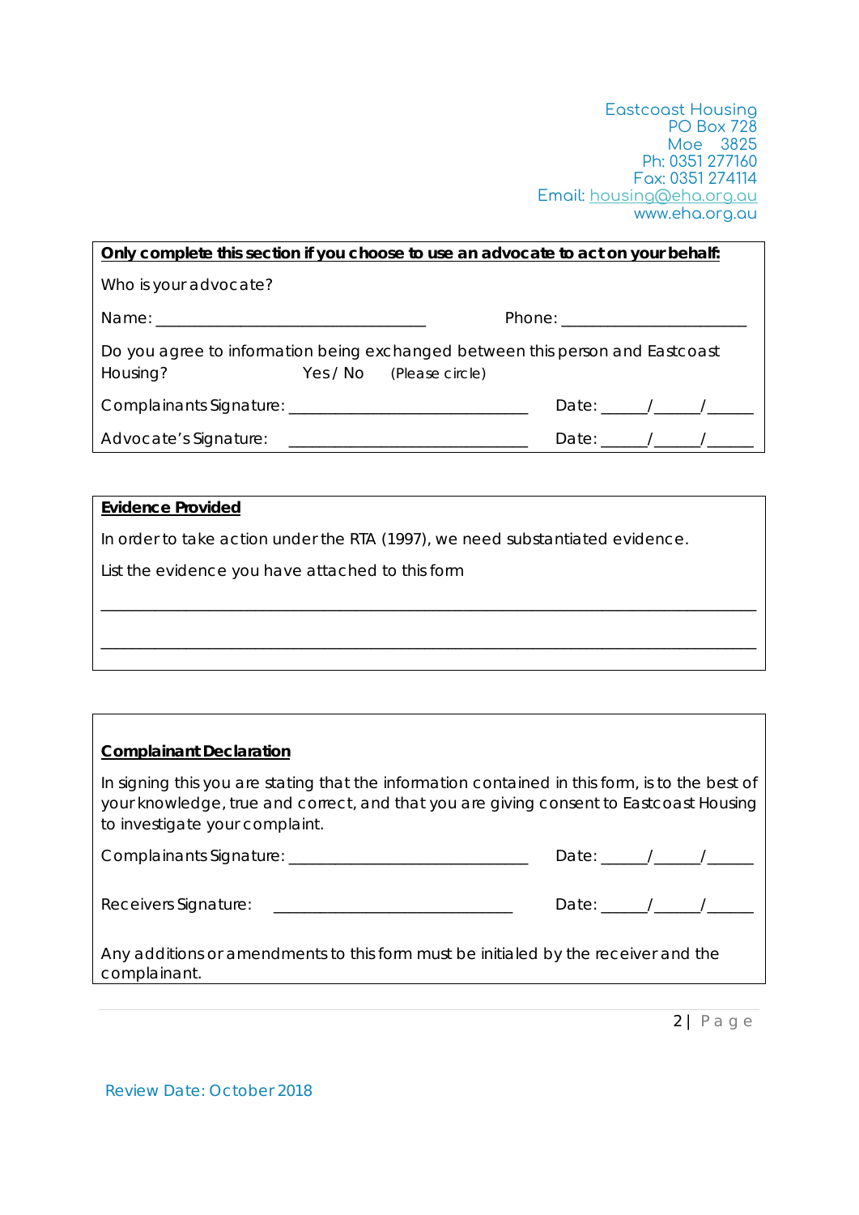Eastcoast Housing
PO Box 728
Moe 3825
Ph: 0351 277160
Fax: 0351 274114
Email: housing@eha.org.au
www.eha.org.au

**Only complete this section if you choose to use an advocate to act on your behalf:**

Who is your advocate?

Name: ______________________________ Phone: ____________________

Do you agree to information being exchanged between this person and Eastcoast Housing? Yes / No (Please circle)

Complainants Signature: __________________________ Date: _____/_____/_____

Advocate's Signature: __________________________ Date: _____/_____/_____

**Evidence Provided**

In order to take action under the RTA (1997), we need substantiated evidence.

List the evidence you have attached to this form

_______________________________________________________________________

_______________________________________________________________________

**Complainant Declaration**

In signing this you are stating that the information contained in this form, is to the best of your knowledge, true and correct, and that you are giving consent to Eastcoast Housing to investigate your complaint.

Complainants Signature: __________________________ Date: _____/_____/_____

Receivers Signature: __________________________ Date: _____/_____/_____

Any additions or amendments to this form must be initialed by the receiver and the complainant.

Review Date: October 2018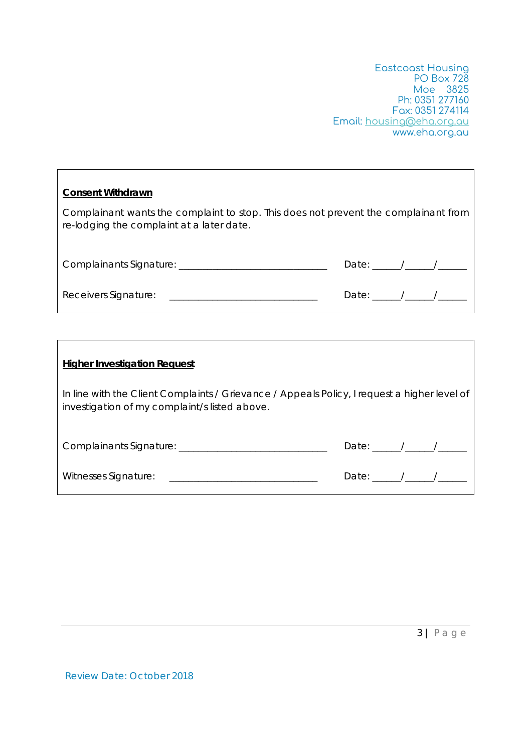Eastcoast Housing
PO Box 728
Moe 3825
Ph: 0351 277160
Fax: 0351 274114
Email: housing@eha.org.au
www.eha.org.au

**Consent Withdrawn**

Complainant wants the complaint to stop. This does not prevent the complainant from re-lodging the complaint at a later date.

Complainants Signature: ______________________________ Date: ______/______/______

Receivers Signature: ______________________________ Date: ______/______/______

**Higher Investigation Request**

In line with the Client Complaints / Grievance / Appeals Policy, I request a higher level of investigation of my complaint/s listed above.

Complainants Signature: ______________________________ Date: ______/______/______

Witnesses Signature: ______________________________ Date: ______/______/______

Review Date: October 2018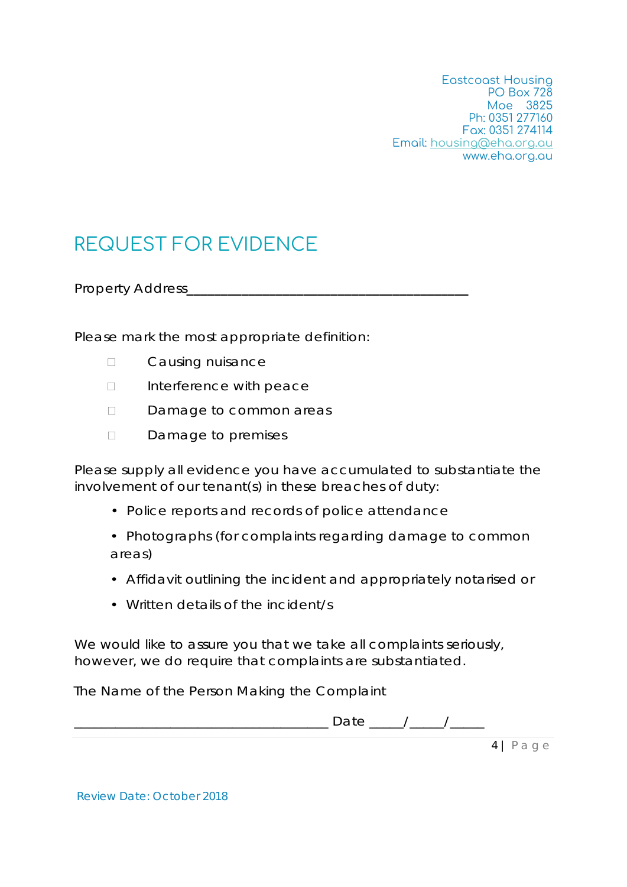Eastcoast Housing
PO Box 728
Moe 3825
Ph: 0351 277160
Fax: 0351 274114
Email: housing@eha.org.au
www.eha.org.au

# REQUEST FOR EVIDENCE

Property Address________________________________________

Please mark the most appropriate definition:

- ☐ Causing nuisance
- ☐ Interference with peace
- ☐ Damage to common areas
- ☐ Damage to premises

Please supply all evidence you have accumulated to substantiate the involvement of our tenant(s) in these breaches of duty:

- Police reports and records of police attendance
- Photographs (for complaints regarding damage to common areas)
- Affidavit outlining the incident and appropriately notarised or
- Written details of the incident/s

We would like to assure you that we take all complaints seriously, however, we do require that complaints are substantiated.

The Name of the Person Making the Complaint

____________________________________ Date _____/_____/_____

Review Date: October 2018